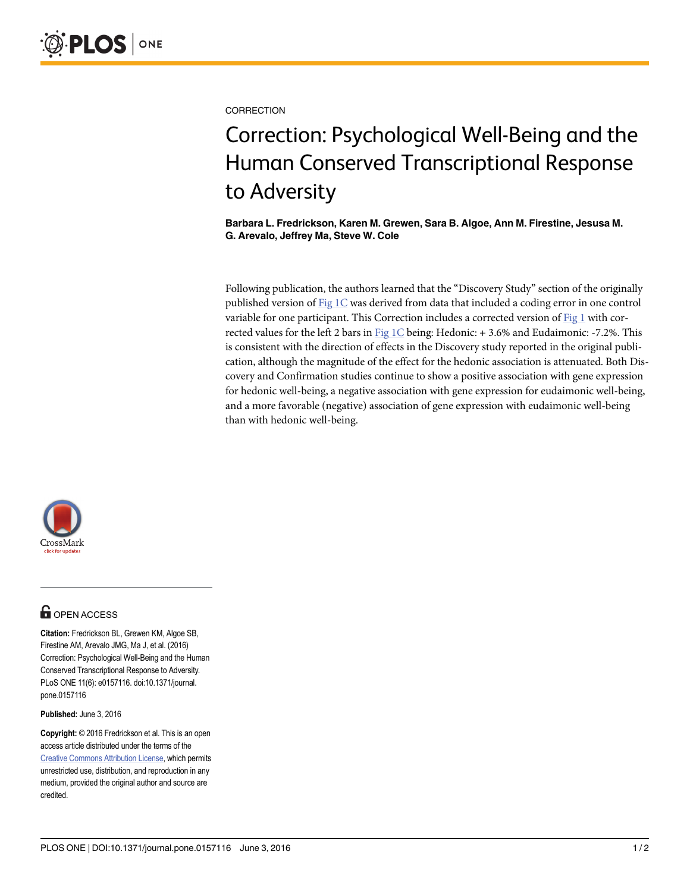CORRECTION

# Correction: Psychological Well-Being and the Human Conserved Transcriptional Response to Adversity

**Barbara L. Fredrickson, Karen M. Grewen, Sara B. Algoe, Ann M. Firestine, Jesusa M. G. Arevalo, Jeffrey Ma, Steve W. Cole**

Following publication, the authors learned that the "Discovery Study" section of the originally published version of Fig 1C was derived from data that included a coding error in one control variable for one participant. This Correction includes a corrected version of Fig 1 with corrected values for the left 2 bars in Fig 1C being: Hedonic: + 3.6% and Eudaimonic: -7.2%. This is consistent with the direction of effects in the Discovery study reported in the original publication, although the magnitude of the effect for the hedonic association is attenuated. Both Discovery and Confirmation studies continue to show a positive association with gene expression for hedonic well-being, a negative association with gene expression for eudaimonic well-being, and a more favorable (negative) association of gene expression with eudaimonic well-being than with hedonic well-being.

OPEN ACCESS

**Citation:** Fredrickson BL, Grewen KM, Algoe SB, Firestine AM, Arevalo JMG, Ma J, et al. (2016) Correction: Psychological Well-Being and the Human Conserved Transcriptional Response to Adversity. PLoS ONE 11(6): e0157116. doi:10.1371/journal.pone.0157116

**Published:** June 3, 2016

**Copyright:** © 2016 Fredrickson et al. This is an open access article distributed under the terms of the Creative Commons Attribution License, which permits unrestricted use, distribution, and reproduction in any medium, provided the original author and source are credited.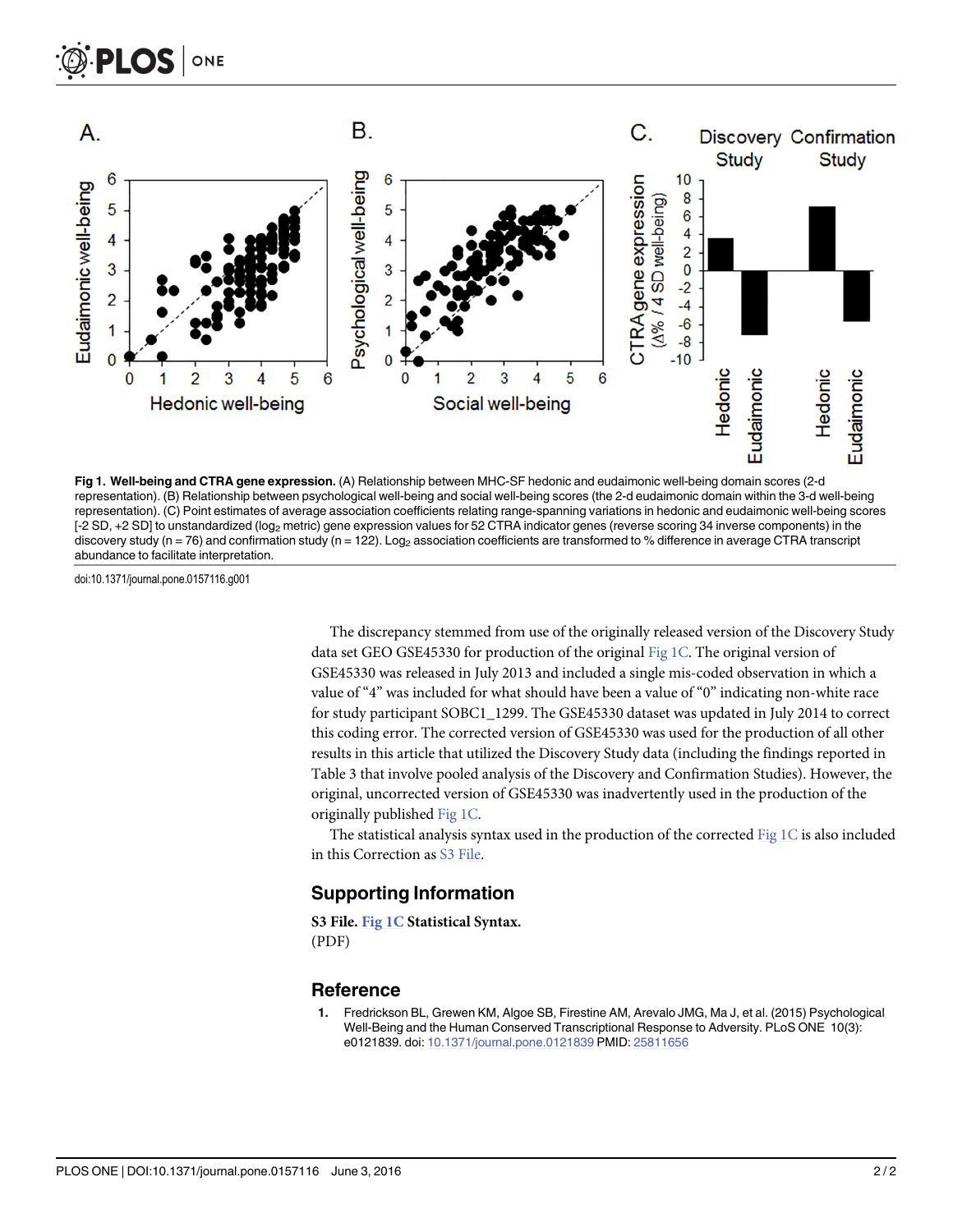A.

Eudaimonic well-being

Hedonic well-being

B.

Psychological well-being

Social well-being

C.

Discovery Study

Confirmation Study

CTRA gene expression ($\Delta$% / 4 SD well-being)

10 8 6 4 2 0 -2 -4 -6 -8 -10

Hedonic Eudaimonic Hedonic Eudaimonic

**Fig 1. Well-being and CTRA gene expression.** (A) Relationship between MHC-SF hedonic and eudaimonic well-being domain scores (2-d representation). (B) Relationship between psychological well-being and social well-being scores (the 2-d eudaimonic domain within the 3-d well-being representation). (C) Point estimates of average association coefficients relating range-spanning variations in hedonic and eudaimonic well-being scores [-2 SD, +2 SD] to unstandardized ($log_2$ metric) gene expression values for 52 CTRA indicator genes (reverse scoring 34 inverse components) in the discovery study (n = 76) and confirmation study (n = 122). $Log_2$ association coefficients are transformed to % difference in average CTRA transcript abundance to facilitate interpretation.

doi:10.1371/journal.pone.0157116.g001

The discrepancy stemmed from use of the originally released version of the Discovery Study data set GEO GSE45330 for production of the original Fig 1C. The original version of GSE45330 was released in July 2013 and included a single mis-coded observation in which a value of "4" was included for what should have been a value of "0" indicating non-white race for study participant SOBC1_1299. The GSE45330 dataset was updated in July 2014 to correct this coding error. The corrected version of GSE45330 was used for the production of all other results in this article that utilized the Discovery Study data (including the findings reported in Table 3 that involve pooled analysis of the Discovery and Confirmation Studies). However, the original, uncorrected version of GSE45330 was inadvertently used in the production of the originally published Fig 1C.

The statistical analysis syntax used in the production of the corrected Fig 1C is also included in this Correction as S3 File.

## Supporting Information

**S3 File. Fig 1C Statistical Syntax.**
(PDF)

## Reference

1. Fredrickson BL, Grewen KM, Algoe SB, Firestine AM, Arevalo JMG, Ma J, et al. (2015) Psychological Well-Being and the Human Conserved Transcriptional Response to Adversity. PLoS ONE 10(3): e0121839. doi: 10.1371/journal.pone.0121839 PMID: 25811656